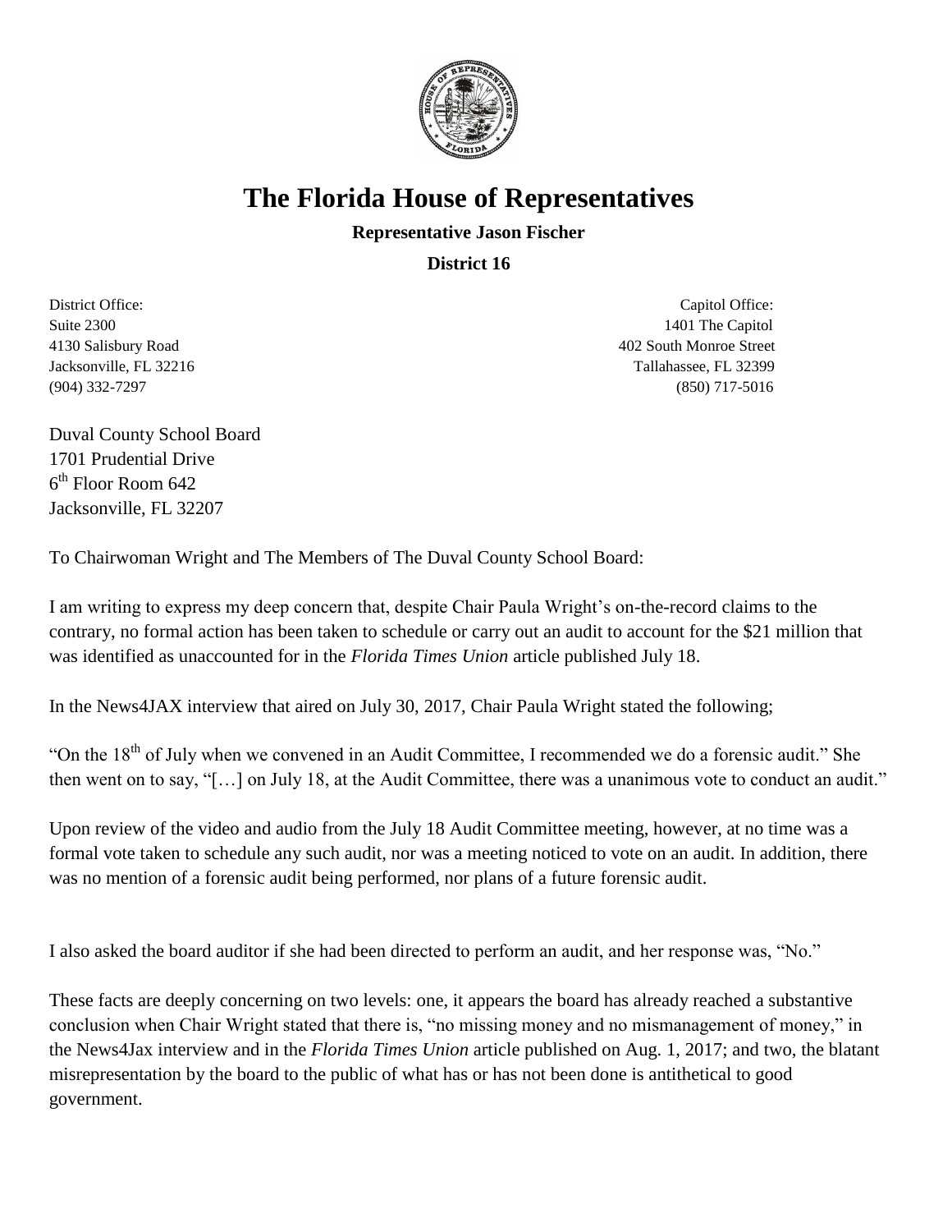# The Florida House of Representatives

**Representative Jason Fischer**

**District 16**

District Office:
Suite 2300
4130 Salisbury Road
Jacksonville, FL 32216
(904) 332-7297

Capitol Office:
1401 The Capitol
402 South Monroe Street
Tallahassee, FL 32399
(850) 717-5016

Duval County School Board
1701 Prudential Drive
6th Floor Room 642
Jacksonville, FL 32207

To Chairwoman Wright and The Members of The Duval County School Board:

I am writing to express my deep concern that, despite Chair Paula Wright's on-the-record claims to the contrary, no formal action has been taken to schedule or carry out an audit to account for the $21 million that was identified as unaccounted for in the *Florida Times Union* article published July 18.

In the News4JAX interview that aired on July 30, 2017, Chair Paula Wright stated the following;

"On the 18th of July when we convened in an Audit Committee, I recommended we do a forensic audit." She then went on to say, "[…] on July 18, at the Audit Committee, there was a unanimous vote to conduct an audit."

Upon review of the video and audio from the July 18 Audit Committee meeting, however, at no time was a formal vote taken to schedule any such audit, nor was a meeting noticed to vote on an audit. In addition, there was no mention of a forensic audit being performed, nor plans of a future forensic audit.

I also asked the board auditor if she had been directed to perform an audit, and her response was, "No."

These facts are deeply concerning on two levels: one, it appears the board has already reached a substantive conclusion when Chair Wright stated that there is, "no missing money and no mismanagement of money," in the News4Jax interview and in the *Florida Times Union* article published on Aug. 1, 2017; and two, the blatant misrepresentation by the board to the public of what has or has not been done is antithetical to good government.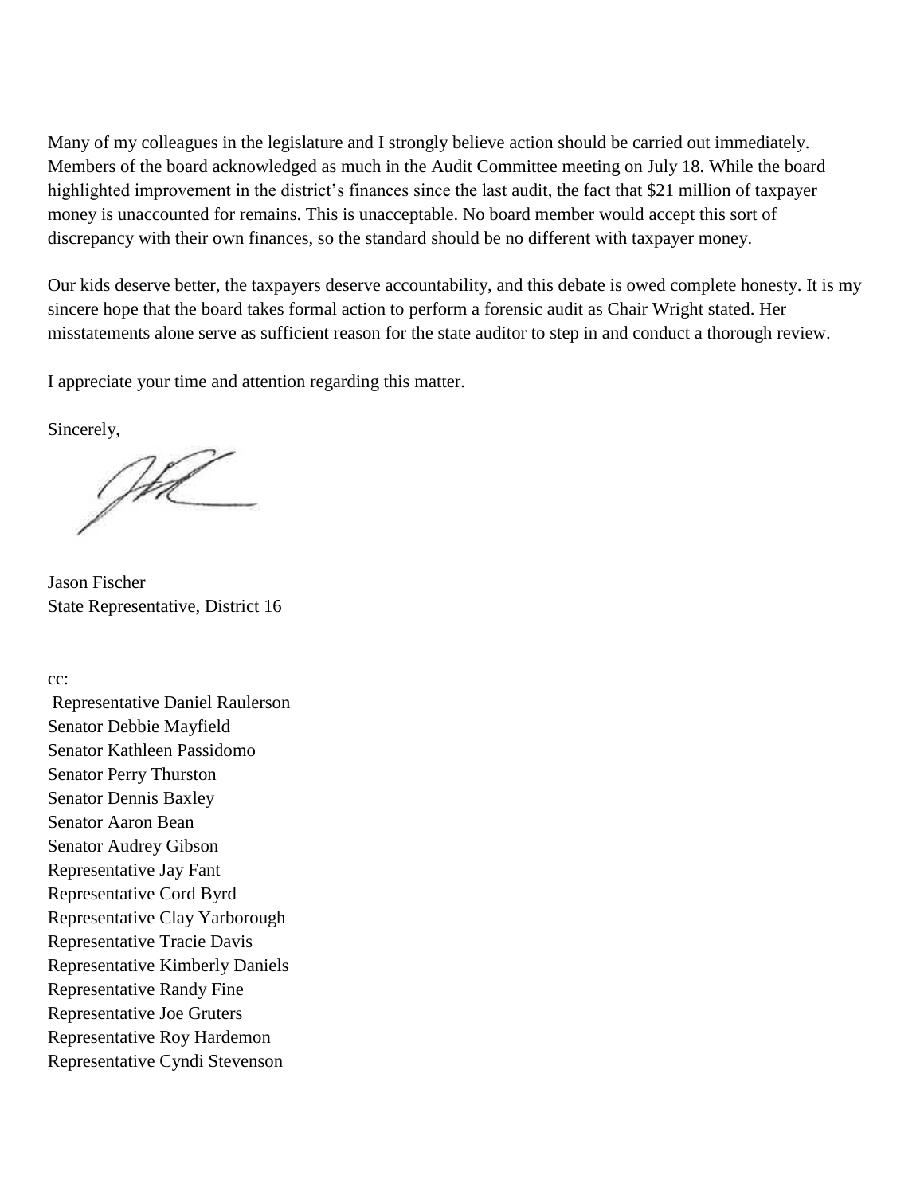Many of my colleagues in the legislature and I strongly believe action should be carried out immediately. Members of the board acknowledged as much in the Audit Committee meeting on July 18. While the board highlighted improvement in the district's finances since the last audit, the fact that $21 million of taxpayer money is unaccounted for remains. This is unacceptable. No board member would accept this sort of discrepancy with their own finances, so the standard should be no different with taxpayer money.

Our kids deserve better, the taxpayers deserve accountability, and this debate is owed complete honesty. It is my sincere hope that the board takes formal action to perform a forensic audit as Chair Wright stated. Her misstatements alone serve as sufficient reason for the state auditor to step in and conduct a thorough review.

I appreciate your time and attention regarding this matter.

Sincerely,

Jason Fischer
State Representative, District 16

cc:
Representative Daniel Raulerson
Senator Debbie Mayfield
Senator Kathleen Passidomo
Senator Perry Thurston
Senator Dennis Baxley
Senator Aaron Bean
Senator Audrey Gibson
Representative Jay Fant
Representative Cord Byrd
Representative Clay Yarborough
Representative Tracie Davis
Representative Kimberly Daniels
Representative Randy Fine
Representative Joe Gruters
Representative Roy Hardemon
Representative Cyndi Stevenson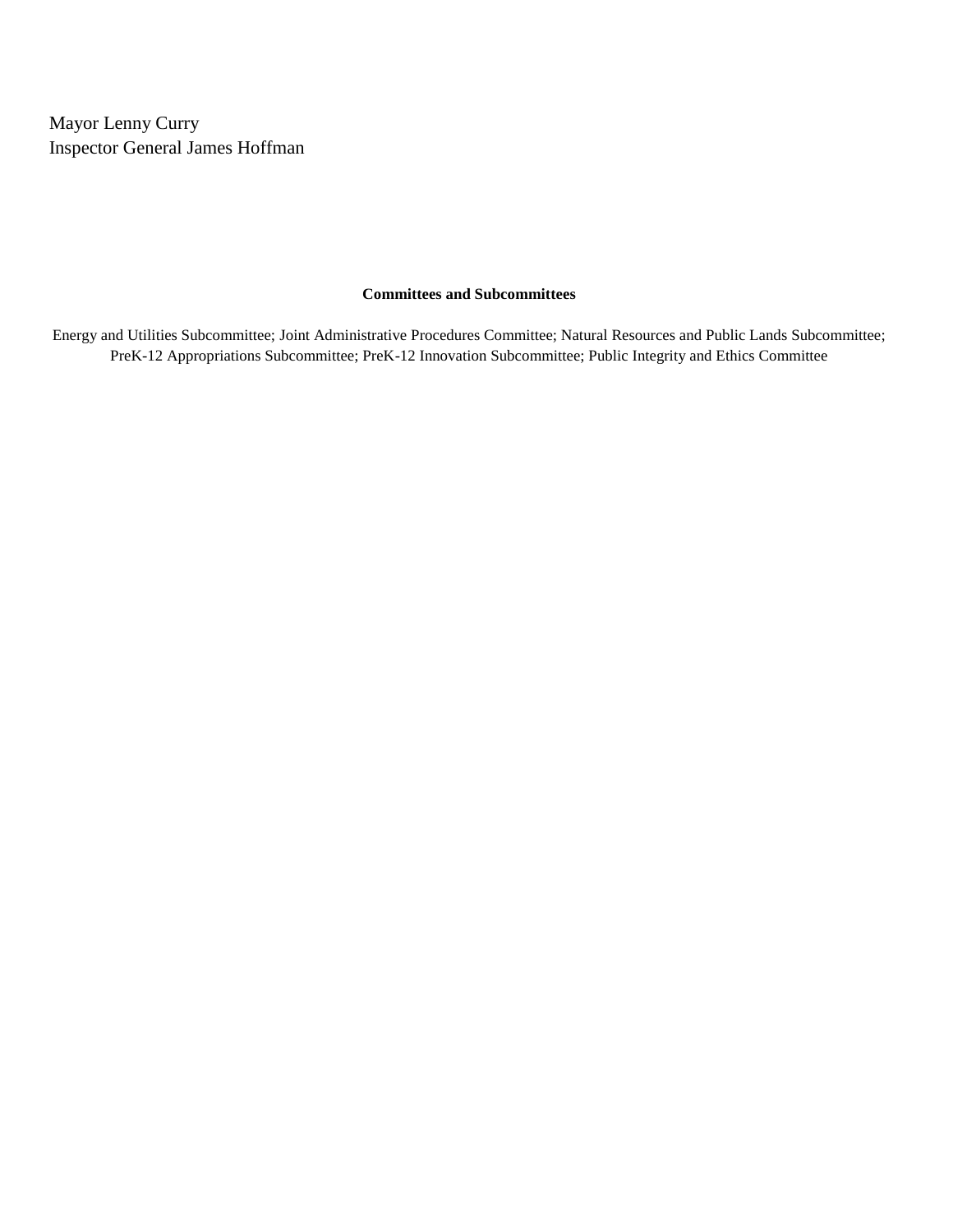Mayor Lenny Curry
Inspector General James Hoffman

**Committees and Subcommittees**

Energy and Utilities Subcommittee; Joint Administrative Procedures Committee; Natural Resources and Public Lands Subcommittee; PreK-12 Appropriations Subcommittee; PreK-12 Innovation Subcommittee; Public Integrity and Ethics Committee